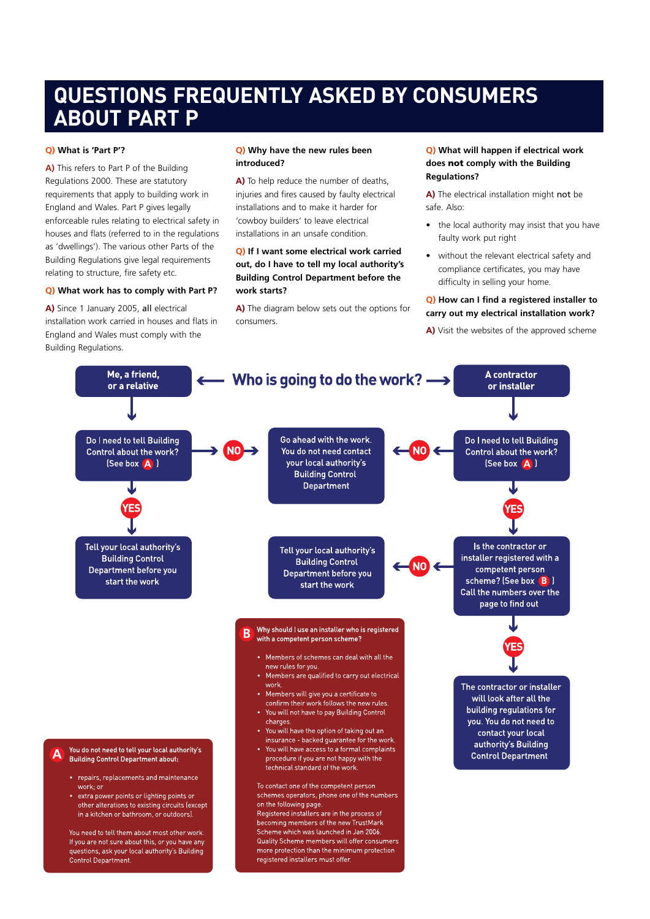# QUESTIONS FREQUENTLY ASKED BY CONSUMERS ABOUT PART P

**Q) What is 'Part P'?**

**A)** This refers to Part P of the Building Regulations 2000. These are statutory requirements that apply to building work in England and Wales. Part P gives legally enforceable rules relating to electrical safety in houses and flats (referred to in the regulations as 'dwellings'). The various other Parts of the Building Regulations give legal requirements relating to structure, fire safety etc.

**Q) What work has to comply with Part P?**

**A)** Since 1 January 2005, **all** electrical installation work carried in houses and flats in England and Wales must comply with the Building Regulations.

**Q) Why have the new rules been introduced?**

**A)** To help reduce the number of deaths, injuries and fires caused by faulty electrical installations and to make it harder for 'cowboy builders' to leave electrical installations in an unsafe condition.

**Q) If I want some electrical work carried out, do I have to tell my local authority's Building Control Department before the work starts?**

**A)** The diagram below sets out the options for consumers.

**Q) What will happen if electrical work does not comply with the Building Regulations?**

**A)** The electrical installation might **not** be safe. Also:

- the local authority may insist that you have faulty work put right
- without the relevant electrical safety and compliance certificates, you may have difficulty in selling your home.

**Q) How can I find a registered installer to carry out my electrical installation work?**

**A)** Visit the websites of the approved scheme

## Who is going to do the work?

**Me, a friend, or a relative**

- Do I need to tell Building Control about the work? (See box A)
  - **NO** → Go ahead with the work. You do not need contact your local authority's Building Control Department
  - **YES** → Tell your local authority's Building Control Department before you start the work

**A contractor or installer**

- Do I need to tell Building Control about the work? (See box A)
  - **NO** → Go ahead with the work. You do not need contact your local authority's Building Control Department
  - **YES** → Is the contractor or installer registered with a competent person scheme? (See box B) Call the numbers over the page to find out
    - **NO** → Tell your local authority's Building Control Department before you start the work
    - **YES** → The contractor or installer will look after all the building regulations for you. You do not need to contact your local authority's Building Control Department

**B — Why should I use an installer who is registered with a competent person scheme?**

- Members of schemes can deal with all the new rules for you.
- Members are qualified to carry out electrical work.
- Members will give you a certificate to confirm their work follows the new rules.
- You will not have to pay Building Control charges.
- You will have the option of taking out an insurance - backed guarantee for the work.
- You will have access to a formal complaints procedure if you are not happy with the technical standard of the work.

To contact one of the competent person schemes operators, phone one of the numbers on the following page.

Registered installers are in the process of becoming members of the new TrustMark Scheme which was launched in Jan 2006. Quality Scheme members will offer consumers more protection than the minimum protection registered installers must offer.

**A — You do not need to tell your local authority's Building Control Department about:**

- repairs, replacements and maintenance work; or
- extra power points or lighting points or other alterations to existing circuits (except in a kitchen or bathroom, or outdoors).

You need to tell them about most other work. If you are not sure about this, or you have any questions, ask your local authority's Building Control Department.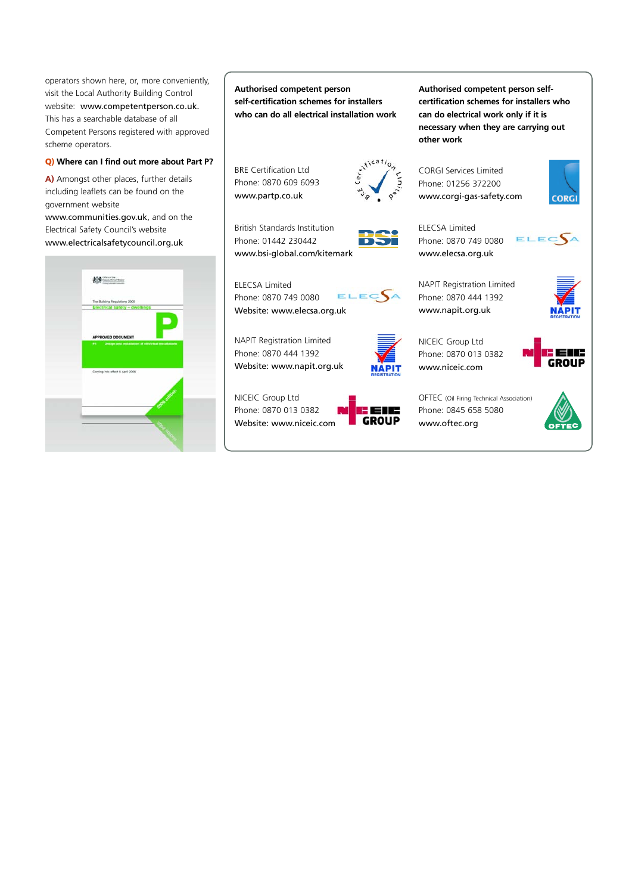operators shown here, or, more conveniently, visit the Local Authority Building Control website: **www.competentperson.co.uk.** This has a searchable database of all Competent Persons registered with approved scheme operators.

**Q) Where can I find out more about Part P?**

**A)** Amongst other places, further details including leaflets can be found on the government website **www.communities.gov.uk**, and on the Electrical Safety Council's website **www.electricalsafetycouncil.org.uk**

**Authorised competent person self-certification schemes for installers who can do all electrical installation work**

BRE Certification Ltd
Phone: 0870 609 6093
www.partp.co.uk

British Standards Institution
Phone: 01442 230442
www.bsi-global.com/kitemark

ELECSA Limited
Phone: 0870 749 0080
Website: www.elecsa.org.uk

NAPIT Registration Limited
Phone: 0870 444 1392
Website: www.napit.org.uk

NICEIC Group Ltd
Phone: 0870 013 0382
Website: www.niceic.com

**Authorised competent person self-certification schemes for installers who can do electrical work only if it is necessary when they are carrying out other work**

CORGI Services Limited
Phone: 01256 372200
www.corgi-gas-safety.com

ELECSA Limited
Phone: 0870 749 0080
www.elecsa.org.uk

NAPIT Registration Limited
Phone: 0870 444 1392
www.napit.org.uk

NICEIC Group Ltd
Phone: 0870 013 0382
www.niceic.com

OFTEC (Oil Firing Technical Association)
Phone: 0845 658 5080
www.oftec.org